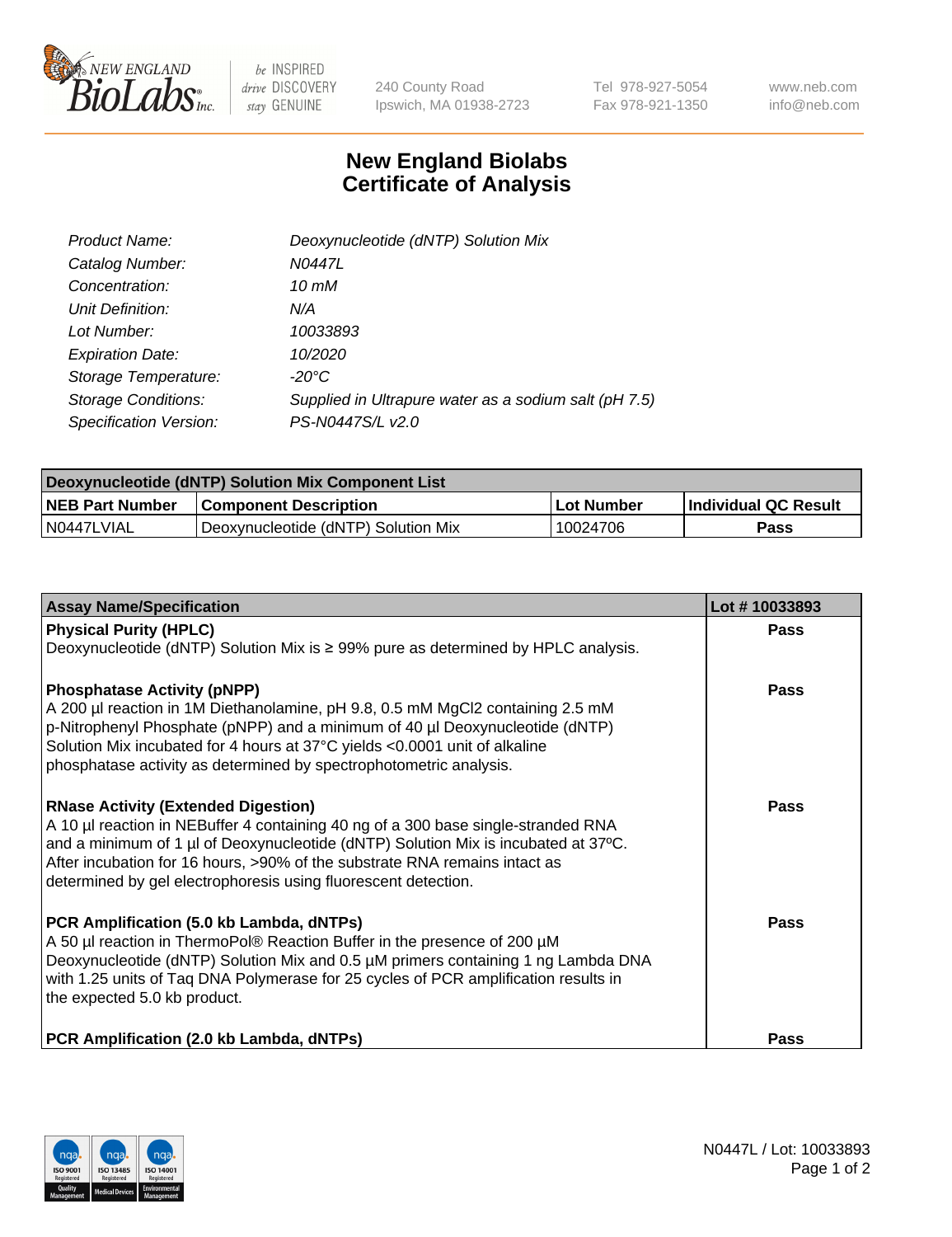# New England Biolabs Certificate of Analysis

| | |
|---|---|
| *Product Name:* | *Deoxynucleotide (dNTP) Solution Mix* |
| *Catalog Number:* | *N0447L* |
| *Concentration:* | *10 mM* |
| *Unit Definition:* | *N/A* |
| *Lot Number:* | *10033893* |
| *Expiration Date:* | *10/2020* |
| *Storage Temperature:* | *-20°C* |
| *Storage Conditions:* | *Supplied in Ultrapure water as a sodium salt (pH 7.5)* |
| *Specification Version:* | *PS-N0447S/L v2.0* |

| Deoxynucleotide (dNTP) Solution Mix Component List | | | |
|---|---|---|---|
| **NEB Part Number** | **Component Description** | **Lot Number** | **Individual QC Result** |
| N0447LVIAL | Deoxynucleotide (dNTP) Solution Mix | 10024706 | **Pass** |

| Assay Name/Specification | Lot # 10033893 |
|---|---|
| **Physical Purity (HPLC)**<br>Deoxynucleotide (dNTP) Solution Mix is ≥ 99% pure as determined by HPLC analysis. | **Pass** |
| **Phosphatase Activity (pNPP)**<br>A 200 µl reaction in 1M Diethanolamine, pH 9.8, 0.5 mM $MgCl_2$ containing 2.5 mM p-Nitrophenyl Phosphate (pNPP) and a minimum of 40 µl Deoxynucleotide (dNTP) Solution Mix incubated for 4 hours at 37°C yields <0.0001 unit of alkaline phosphatase activity as determined by spectrophotometric analysis. | **Pass** |
| **RNase Activity (Extended Digestion)**<br>A 10 µl reaction in NEBuffer 4 containing 40 ng of a 300 base single-stranded RNA and a minimum of 1 µl of Deoxynucleotide (dNTP) Solution Mix is incubated at 37ºC. After incubation for 16 hours, >90% of the substrate RNA remains intact as determined by gel electrophoresis using fluorescent detection. | **Pass** |
| **PCR Amplification (5.0 kb Lambda, dNTPs)**<br>A 50 µl reaction in ThermoPol® Reaction Buffer in the presence of 200 µM Deoxynucleotide (dNTP) Solution Mix and 0.5 µM primers containing 1 ng Lambda DNA with 1.25 units of Taq DNA Polymerase for 25 cycles of PCR amplification results in the expected 5.0 kb product. | **Pass** |
| **PCR Amplification (2.0 kb Lambda, dNTPs)** | **Pass** |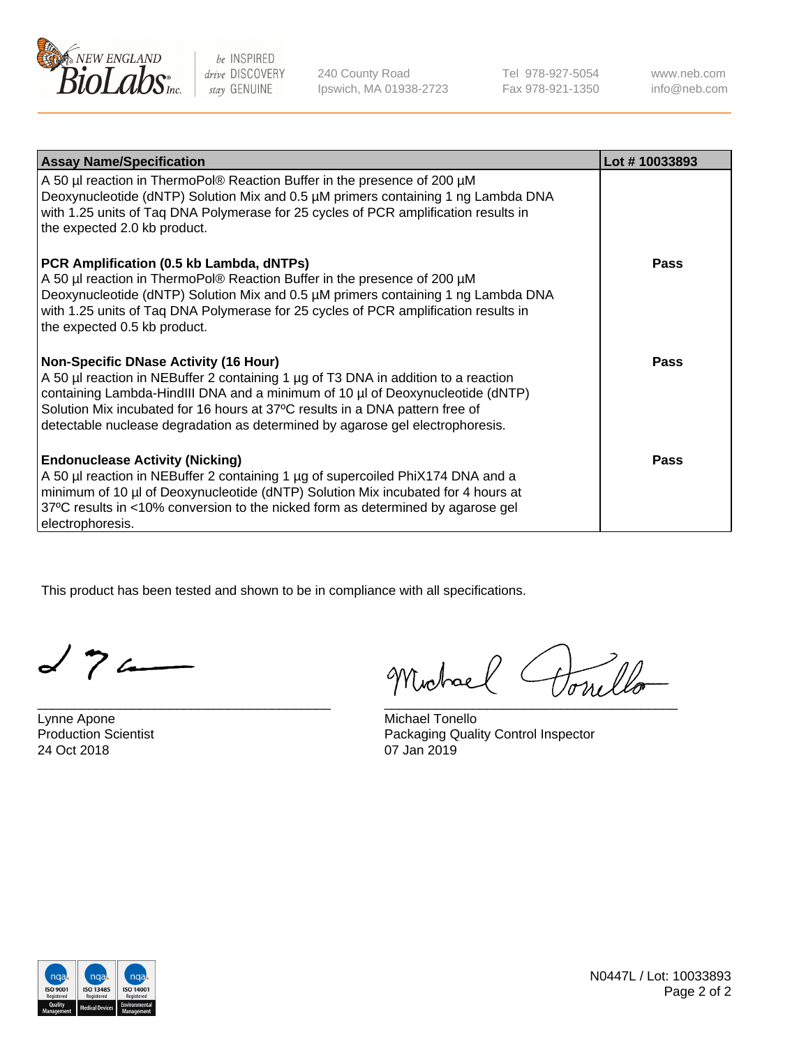| Assay Name/Specification | Lot # 10033893 |
|---|---|
| A 50 µl reaction in ThermoPol® Reaction Buffer in the presence of 200 µM Deoxynucleotide (dNTP) Solution Mix and 0.5 µM primers containing 1 ng Lambda DNA with 1.25 units of Taq DNA Polymerase for 25 cycles of PCR amplification results in the expected 2.0 kb product. | |
| **PCR Amplification (0.5 kb Lambda, dNTPs)** A 50 µl reaction in ThermoPol® Reaction Buffer in the presence of 200 µM Deoxynucleotide (dNTP) Solution Mix and 0.5 µM primers containing 1 ng Lambda DNA with 1.25 units of Taq DNA Polymerase for 25 cycles of PCR amplification results in the expected 0.5 kb product. | **Pass** |
| **Non-Specific DNase Activity (16 Hour)** A 50 µl reaction in NEBuffer 2 containing 1 µg of T3 DNA in addition to a reaction containing Lambda-HindIII DNA and a minimum of 10 µl of Deoxynucleotide (dNTP) Solution Mix incubated for 16 hours at 37ºC results in a DNA pattern free of detectable nuclease degradation as determined by agarose gel electrophoresis. | **Pass** |
| **Endonuclease Activity (Nicking)** A 50 µl reaction in NEBuffer 2 containing 1 µg of supercoiled PhiX174 DNA and a minimum of 10 µl of Deoxynucleotide (dNTP) Solution Mix incubated for 4 hours at 37ºC results in <10% conversion to the nicked form as determined by agarose gel electrophoresis. | **Pass** |

This product has been tested and shown to be in compliance with all specifications.

Lynne Apone
Production Scientist
24 Oct 2018

Michael Tonello
Packaging Quality Control Inspector
07 Jan 2019

N0447L / Lot: 10033893